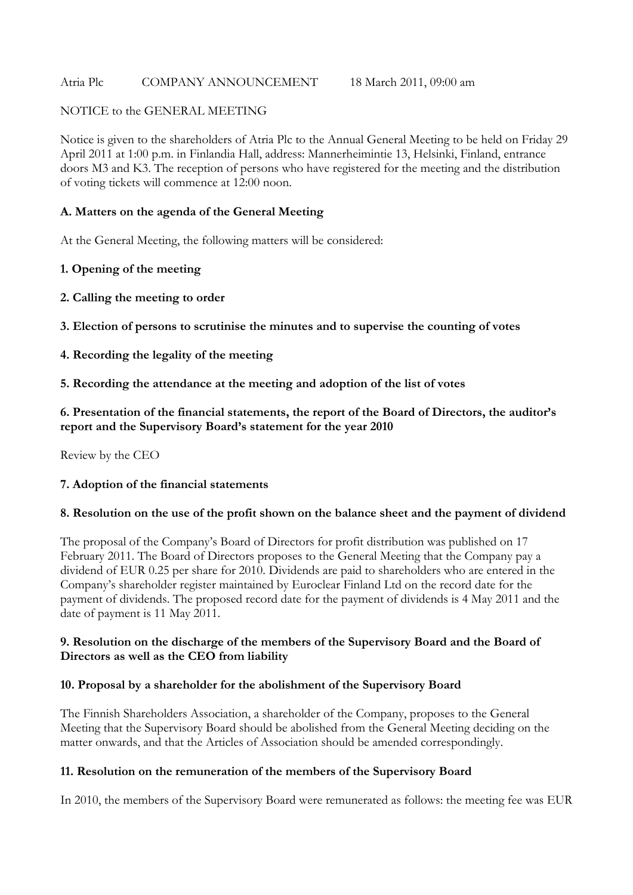Atria Plc COMPANY ANNOUNCEMENT 18 March 2011, 09:00 am

NOTICE to the GENERAL MEETING

Notice is given to the shareholders of Atria Plc to the Annual General Meeting to be held on Friday 29 April 2011 at 1:00 p.m. in Finlandia Hall, address: Mannerheimintie 13, Helsinki, Finland, entrance doors M3 and K3. The reception of persons who have registered for the meeting and the distribution of voting tickets will commence at 12:00 noon.

## A. Matters on the agenda of the General Meeting

At the General Meeting, the following matters will be considered:

### 1. Opening of the meeting

### 2. Calling the meeting to order

### 3. Election of persons to scrutinise the minutes and to supervise the counting of votes

### 4. Recording the legality of the meeting

### 5. Recording the attendance at the meeting and adoption of the list of votes

### 6. Presentation of the financial statements, the report of the Board of Directors, the auditor's report and the Supervisory Board's statement for the year 2010

Review by the CEO

### 7. Adoption of the financial statements

### 8. Resolution on the use of the profit shown on the balance sheet and the payment of dividend

The proposal of the Company's Board of Directors for profit distribution was published on 17 February 2011. The Board of Directors proposes to the General Meeting that the Company pay a dividend of EUR 0.25 per share for 2010. Dividends are paid to shareholders who are entered in the Company's shareholder register maintained by Euroclear Finland Ltd on the record date for the payment of dividends. The proposed record date for the payment of dividends is 4 May 2011 and the date of payment is 11 May 2011.

### 9. Resolution on the discharge of the members of the Supervisory Board and the Board of Directors as well as the CEO from liability

### 10. Proposal by a shareholder for the abolishment of the Supervisory Board

The Finnish Shareholders Association, a shareholder of the Company, proposes to the General Meeting that the Supervisory Board should be abolished from the General Meeting deciding on the matter onwards, and that the Articles of Association should be amended correspondingly.

### 11. Resolution on the remuneration of the members of the Supervisory Board

In 2010, the members of the Supervisory Board were remunerated as follows: the meeting fee was EUR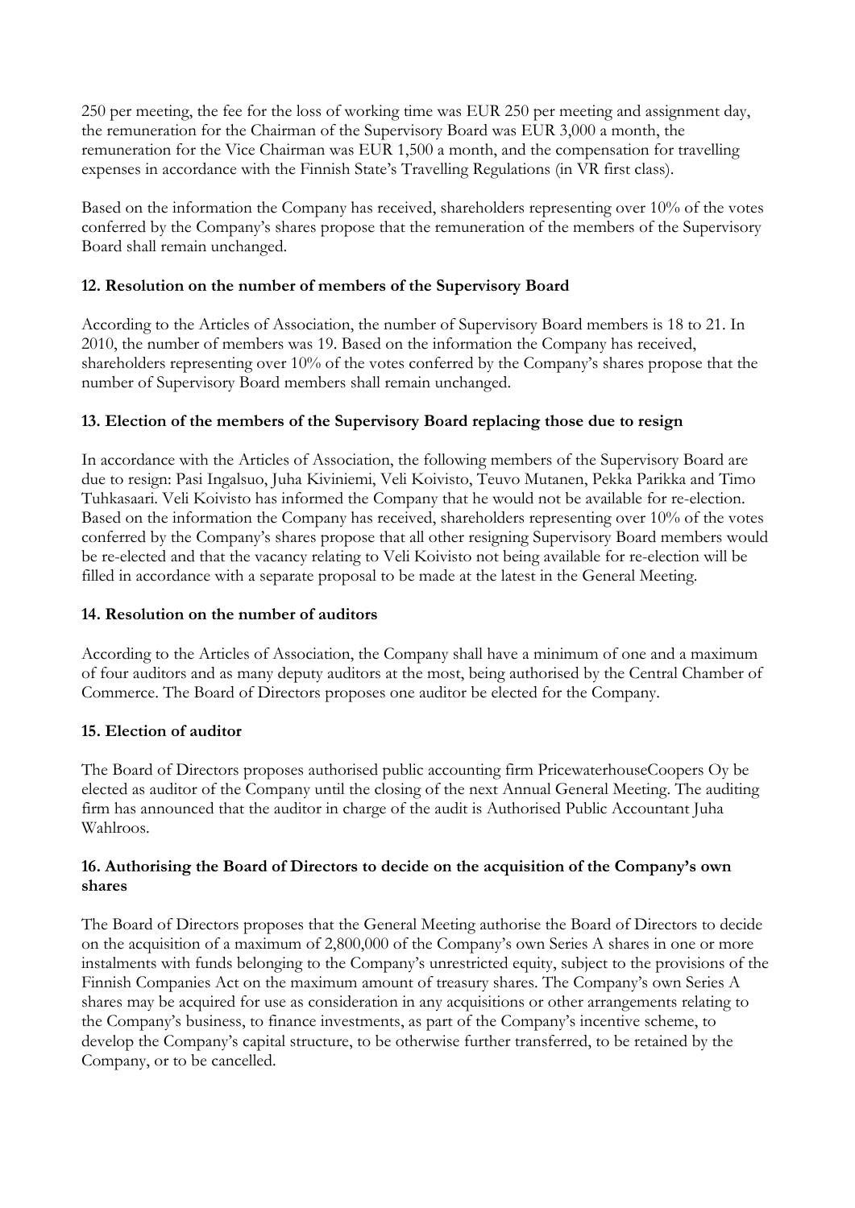250 per meeting, the fee for the loss of working time was EUR 250 per meeting and assignment day, the remuneration for the Chairman of the Supervisory Board was EUR 3,000 a month, the remuneration for the Vice Chairman was EUR 1,500 a month, and the compensation for travelling expenses in accordance with the Finnish State's Travelling Regulations (in VR first class).

Based on the information the Company has received, shareholders representing over 10% of the votes conferred by the Company's shares propose that the remuneration of the members of the Supervisory Board shall remain unchanged.

**12. Resolution on the number of members of the Supervisory Board**

According to the Articles of Association, the number of Supervisory Board members is 18 to 21. In 2010, the number of members was 19. Based on the information the Company has received, shareholders representing over 10% of the votes conferred by the Company's shares propose that the number of Supervisory Board members shall remain unchanged.

**13. Election of the members of the Supervisory Board replacing those due to resign**

In accordance with the Articles of Association, the following members of the Supervisory Board are due to resign: Pasi Ingalsuo, Juha Kiviniemi, Veli Koivisto, Teuvo Mutanen, Pekka Parikka and Timo Tuhkasaari. Veli Koivisto has informed the Company that he would not be available for re-election. Based on the information the Company has received, shareholders representing over 10% of the votes conferred by the Company's shares propose that all other resigning Supervisory Board members would be re-elected and that the vacancy relating to Veli Koivisto not being available for re-election will be filled in accordance with a separate proposal to be made at the latest in the General Meeting.

**14. Resolution on the number of auditors**

According to the Articles of Association, the Company shall have a minimum of one and a maximum of four auditors and as many deputy auditors at the most, being authorised by the Central Chamber of Commerce. The Board of Directors proposes one auditor be elected for the Company.

**15. Election of auditor**

The Board of Directors proposes authorised public accounting firm PricewaterhouseCoopers Oy be elected as auditor of the Company until the closing of the next Annual General Meeting. The auditing firm has announced that the auditor in charge of the audit is Authorised Public Accountant Juha Wahlroos.

**16. Authorising the Board of Directors to decide on the acquisition of the Company's own shares**

The Board of Directors proposes that the General Meeting authorise the Board of Directors to decide on the acquisition of a maximum of 2,800,000 of the Company's own Series A shares in one or more instalments with funds belonging to the Company's unrestricted equity, subject to the provisions of the Finnish Companies Act on the maximum amount of treasury shares. The Company's own Series A shares may be acquired for use as consideration in any acquisitions or other arrangements relating to the Company's business, to finance investments, as part of the Company's incentive scheme, to develop the Company's capital structure, to be otherwise further transferred, to be retained by the Company, or to be cancelled.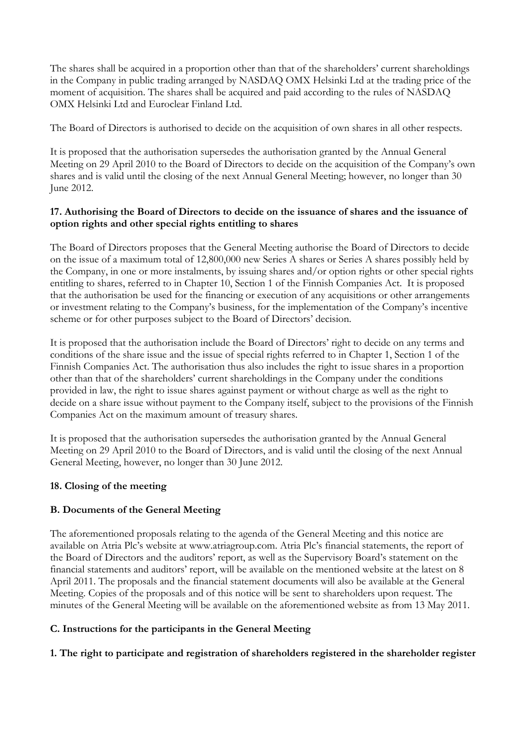The shares shall be acquired in a proportion other than that of the shareholders' current shareholdings in the Company in public trading arranged by NASDAQ OMX Helsinki Ltd at the trading price of the moment of acquisition. The shares shall be acquired and paid according to the rules of NASDAQ OMX Helsinki Ltd and Euroclear Finland Ltd.

The Board of Directors is authorised to decide on the acquisition of own shares in all other respects.

It is proposed that the authorisation supersedes the authorisation granted by the Annual General Meeting on 29 April 2010 to the Board of Directors to decide on the acquisition of the Company's own shares and is valid until the closing of the next Annual General Meeting; however, no longer than 30 June 2012.

**17. Authorising the Board of Directors to decide on the issuance of shares and the issuance of option rights and other special rights entitling to shares**

The Board of Directors proposes that the General Meeting authorise the Board of Directors to decide on the issue of a maximum total of 12,800,000 new Series A shares or Series A shares possibly held by the Company, in one or more instalments, by issuing shares and/or option rights or other special rights entitling to shares, referred to in Chapter 10, Section 1 of the Finnish Companies Act. It is proposed that the authorisation be used for the financing or execution of any acquisitions or other arrangements or investment relating to the Company's business, for the implementation of the Company's incentive scheme or for other purposes subject to the Board of Directors' decision.

It is proposed that the authorisation include the Board of Directors' right to decide on any terms and conditions of the share issue and the issue of special rights referred to in Chapter 1, Section 1 of the Finnish Companies Act. The authorisation thus also includes the right to issue shares in a proportion other than that of the shareholders' current shareholdings in the Company under the conditions provided in law, the right to issue shares against payment or without charge as well as the right to decide on a share issue without payment to the Company itself, subject to the provisions of the Finnish Companies Act on the maximum amount of treasury shares.

It is proposed that the authorisation supersedes the authorisation granted by the Annual General Meeting on 29 April 2010 to the Board of Directors, and is valid until the closing of the next Annual General Meeting, however, no longer than 30 June 2012.

**18. Closing of the meeting**

**B. Documents of the General Meeting**

The aforementioned proposals relating to the agenda of the General Meeting and this notice are available on Atria Plc's website at www.atriagroup.com. Atria Plc's financial statements, the report of the Board of Directors and the auditors' report, as well as the Supervisory Board's statement on the financial statements and auditors' report, will be available on the mentioned website at the latest on 8 April 2011. The proposals and the financial statement documents will also be available at the General Meeting. Copies of the proposals and of this notice will be sent to shareholders upon request. The minutes of the General Meeting will be available on the aforementioned website as from 13 May 2011.

**C. Instructions for the participants in the General Meeting**

**1. The right to participate and registration of shareholders registered in the shareholder register**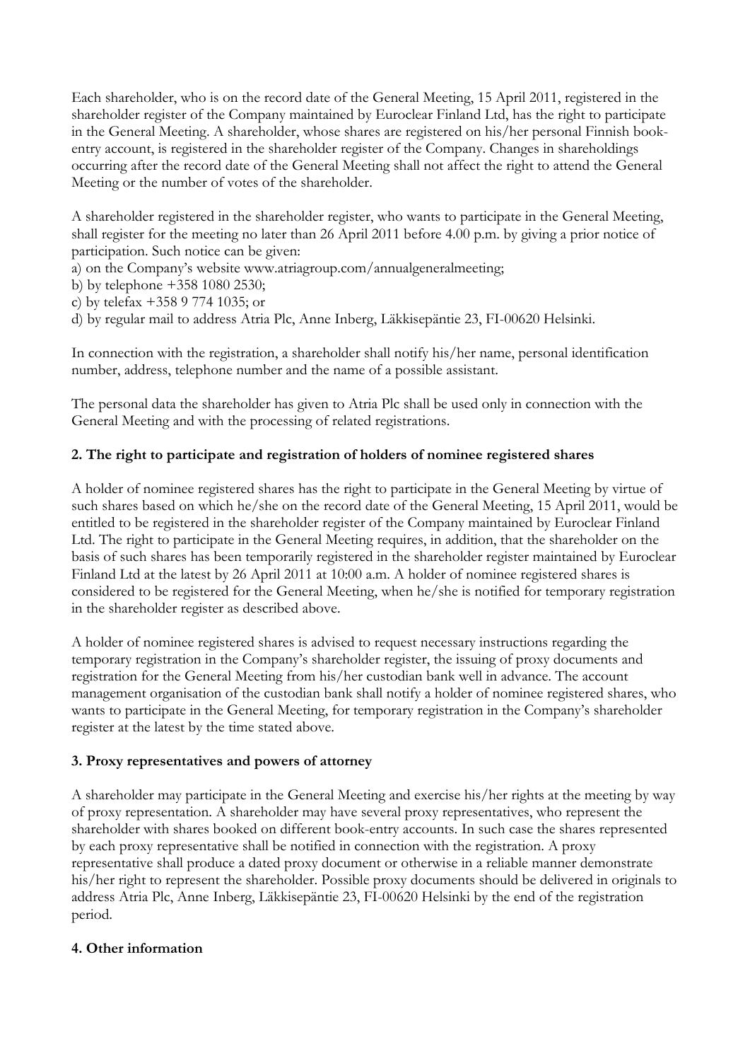Each shareholder, who is on the record date of the General Meeting, 15 April 2011, registered in the shareholder register of the Company maintained by Euroclear Finland Ltd, has the right to participate in the General Meeting. A shareholder, whose shares are registered on his/her personal Finnish book-entry account, is registered in the shareholder register of the Company. Changes in shareholdings occurring after the record date of the General Meeting shall not affect the right to attend the General Meeting or the number of votes of the shareholder.

A shareholder registered in the shareholder register, who wants to participate in the General Meeting, shall register for the meeting no later than 26 April 2011 before 4.00 p.m. by giving a prior notice of participation. Such notice can be given:

a) on the Company's website www.atriagroup.com/annualgeneralmeeting;
b) by telephone +358 1080 2530;
c) by telefax +358 9 774 1035; or
d) by regular mail to address Atria Plc, Anne Inberg, Läkkisepäntie 23, FI-00620 Helsinki.

In connection with the registration, a shareholder shall notify his/her name, personal identification number, address, telephone number and the name of a possible assistant.

The personal data the shareholder has given to Atria Plc shall be used only in connection with the General Meeting and with the processing of related registrations.

### 2. The right to participate and registration of holders of nominee registered shares

A holder of nominee registered shares has the right to participate in the General Meeting by virtue of such shares based on which he/she on the record date of the General Meeting, 15 April 2011, would be entitled to be registered in the shareholder register of the Company maintained by Euroclear Finland Ltd. The right to participate in the General Meeting requires, in addition, that the shareholder on the basis of such shares has been temporarily registered in the shareholder register maintained by Euroclear Finland Ltd at the latest by 26 April 2011 at 10:00 a.m. A holder of nominee registered shares is considered to be registered for the General Meeting, when he/she is notified for temporary registration in the shareholder register as described above.

A holder of nominee registered shares is advised to request necessary instructions regarding the temporary registration in the Company's shareholder register, the issuing of proxy documents and registration for the General Meeting from his/her custodian bank well in advance. The account management organisation of the custodian bank shall notify a holder of nominee registered shares, who wants to participate in the General Meeting, for temporary registration in the Company's shareholder register at the latest by the time stated above.

### 3. Proxy representatives and powers of attorney

A shareholder may participate in the General Meeting and exercise his/her rights at the meeting by way of proxy representation. A shareholder may have several proxy representatives, who represent the shareholder with shares booked on different book-entry accounts. In such case the shares represented by each proxy representative shall be notified in connection with the registration. A proxy representative shall produce a dated proxy document or otherwise in a reliable manner demonstrate his/her right to represent the shareholder. Possible proxy documents should be delivered in originals to address Atria Plc, Anne Inberg, Läkkisepäntie 23, FI-00620 Helsinki by the end of the registration period.

### 4. Other information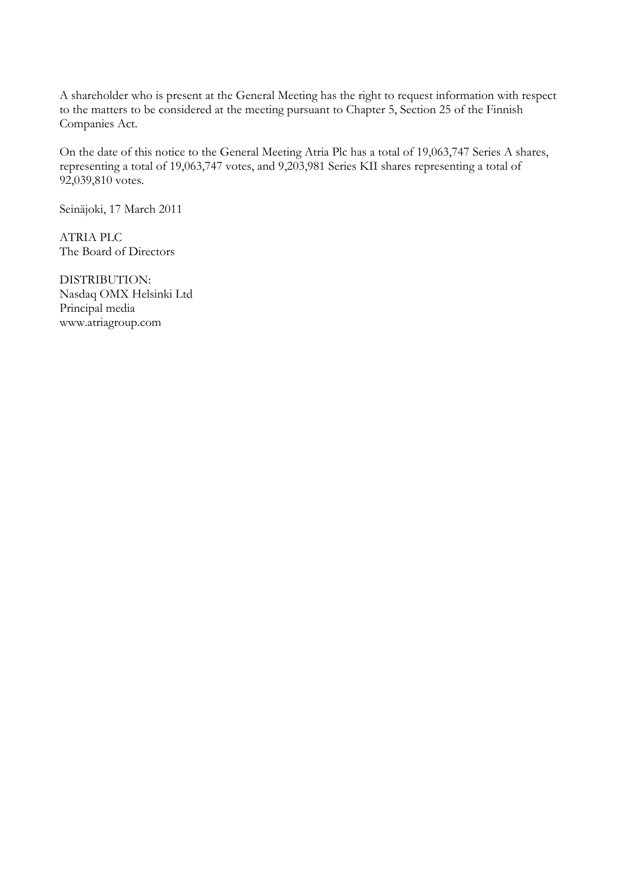A shareholder who is present at the General Meeting has the right to request information with respect to the matters to be considered at the meeting pursuant to Chapter 5, Section 25 of the Finnish Companies Act.

On the date of this notice to the General Meeting Atria Plc has a total of 19,063,747 Series A shares, representing a total of 19,063,747 votes, and 9,203,981 Series KII shares representing a total of 92,039,810 votes.

Seinäjoki, 17 March 2011

ATRIA PLC
The Board of Directors

DISTRIBUTION:
Nasdaq OMX Helsinki Ltd
Principal media
www.atriagroup.com